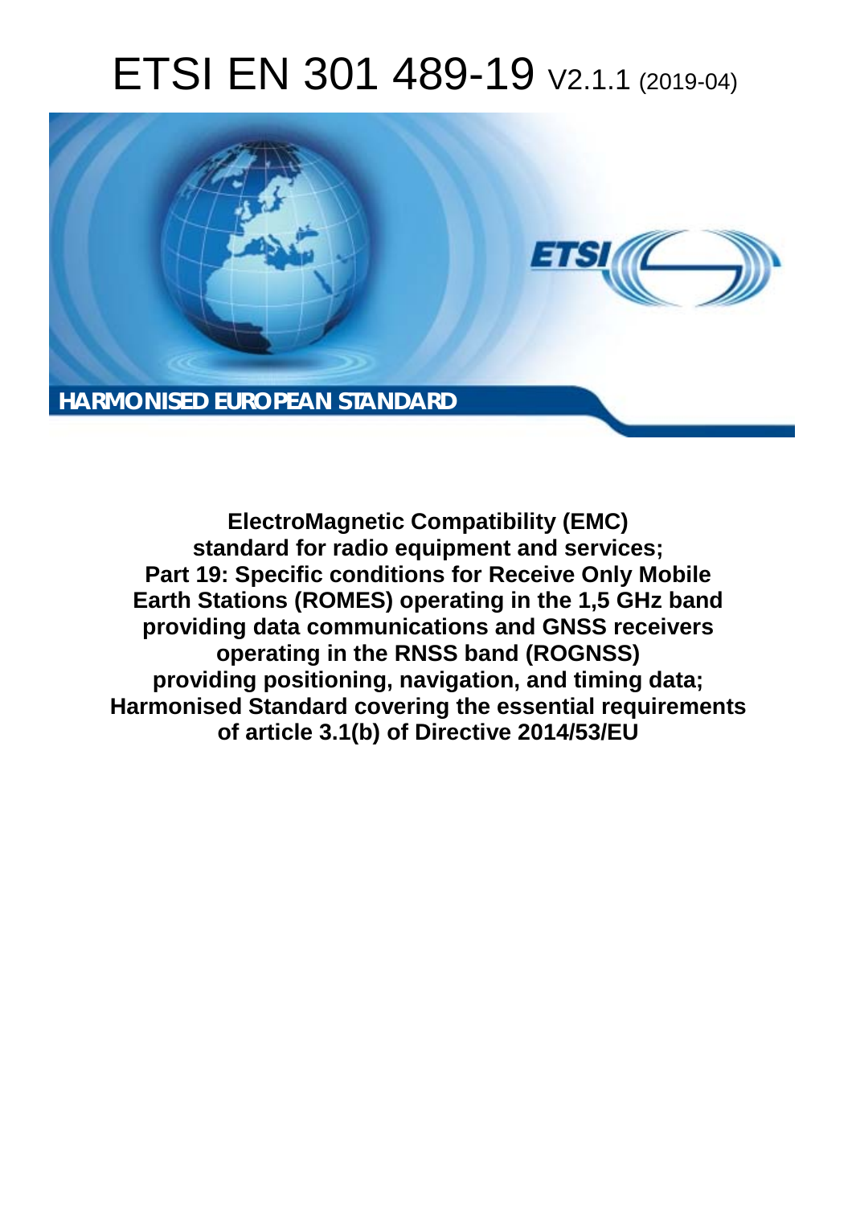# ETSI EN 301 489-19 V2.1.1 (2019-04)

**HARMONISED EUROPEAN STANDARD**

**ElectroMagnetic Compatibility (EMC) standard for radio equipment and services; Part 19: Specific conditions for Receive Only Mobile Earth Stations (ROMES) operating in the 1,5 GHz band providing data communications and GNSS receivers operating in the RNSS band (ROGNSS) providing positioning, navigation, and timing data; Harmonised Standard covering the essential requirements of article 3.1(b) of Directive 2014/53/EU**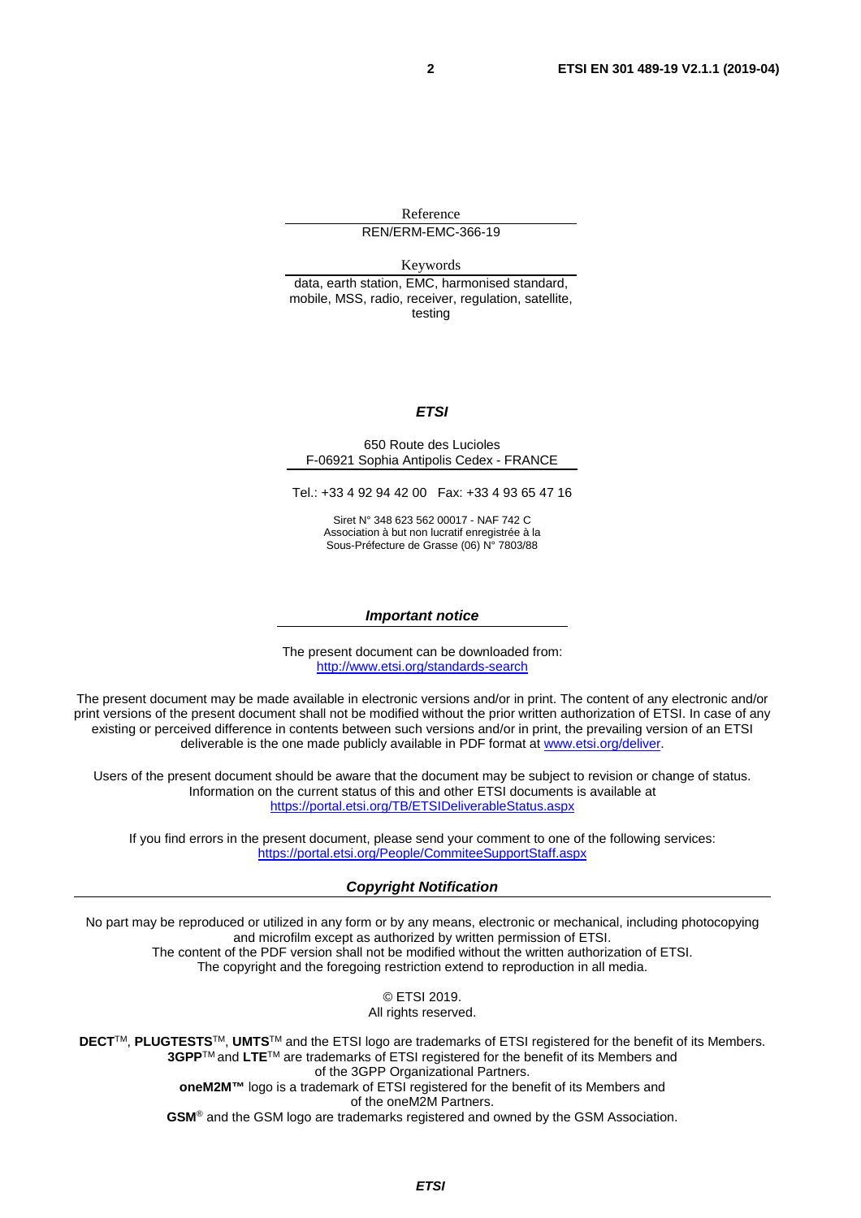Reference

REN/ERM-EMC-366-19

Keywords

data, earth station, EMC, harmonised standard, mobile, MSS, radio, receiver, regulation, satellite, testing

***ETSI***

650 Route des Lucioles
F-06921 Sophia Antipolis Cedex - FRANCE

Tel.: +33 4 92 94 42 00 Fax: +33 4 93 65 47 16

Siret N° 348 623 562 00017 - NAF 742 C
Association à but non lucratif enregistrée à la
Sous-Préfecture de Grasse (06) N° 7803/88

***Important notice***

The present document can be downloaded from:
http://www.etsi.org/standards-search

The present document may be made available in electronic versions and/or in print. The content of any electronic and/or print versions of the present document shall not be modified without the prior written authorization of ETSI. In case of any existing or perceived difference in contents between such versions and/or in print, the prevailing version of an ETSI deliverable is the one made publicly available in PDF format at www.etsi.org/deliver.

Users of the present document should be aware that the document may be subject to revision or change of status. Information on the current status of this and other ETSI documents is available at https://portal.etsi.org/TB/ETSIDeliverableStatus.aspx

If you find errors in the present document, please send your comment to one of the following services:
https://portal.etsi.org/People/CommiteeSupportStaff.aspx

***Copyright Notification***

No part may be reproduced or utilized in any form or by any means, electronic or mechanical, including photocopying and microfilm except as authorized by written permission of ETSI.
The content of the PDF version shall not be modified without the written authorization of ETSI.
The copyright and the foregoing restriction extend to reproduction in all media.

© ETSI 2019.
All rights reserved.

**DECT**™, **PLUGTESTS**™, **UMTS**™ and the ETSI logo are trademarks of ETSI registered for the benefit of its Members.
**3GPP**™ and **LTE**™ are trademarks of ETSI registered for the benefit of its Members and of the 3GPP Organizational Partners.
**oneM2M™** logo is a trademark of ETSI registered for the benefit of its Members and of the oneM2M Partners.
**GSM**® and the GSM logo are trademarks registered and owned by the GSM Association.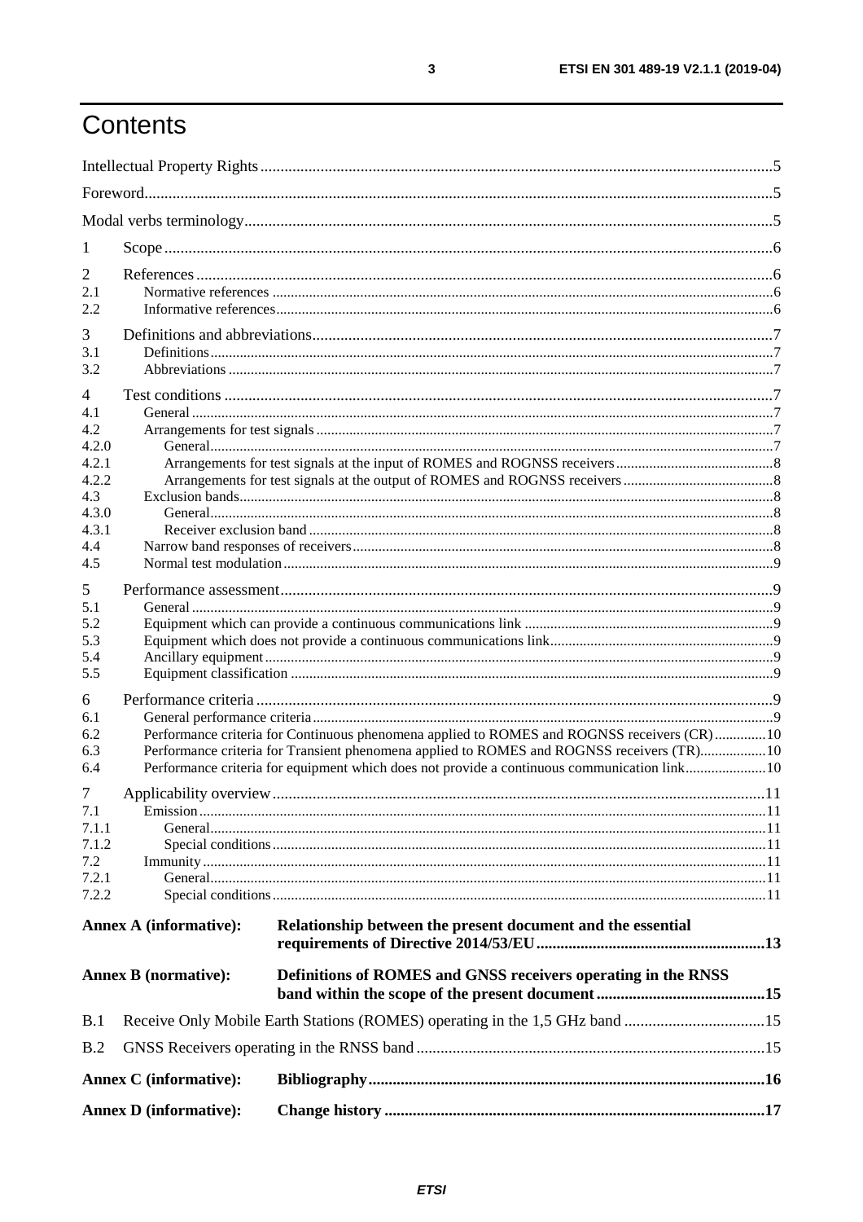# Contents

Intellectual Property Rights ... 5
Foreword ... 5
Modal verbs terminology ... 5

1 Scope ... 6

2 References ... 6
2.1 Normative references ... 6
2.2 Informative references ... 6

3 Definitions and abbreviations ... 7
3.1 Definitions ... 7
3.2 Abbreviations ... 7

4 Test conditions ... 7
4.1 General ... 7
4.2 Arrangements for test signals ... 7
4.2.0 General ... 7
4.2.1 Arrangements for test signals at the input of ROMES and ROGNSS receivers ... 8
4.2.2 Arrangements for test signals at the output of ROMES and ROGNSS receivers ... 8
4.3 Exclusion bands ... 8
4.3.0 General ... 8
4.3.1 Receiver exclusion band ... 8
4.4 Narrow band responses of receivers ... 8
4.5 Normal test modulation ... 9

5 Performance assessment ... 9
5.1 General ... 9
5.2 Equipment which can provide a continuous communications link ... 9
5.3 Equipment which does not provide a continuous communications link ... 9
5.4 Ancillary equipment ... 9
5.5 Equipment classification ... 9

6 Performance criteria ... 9
6.1 General performance criteria ... 9
6.2 Performance criteria for Continuous phenomena applied to ROMES and ROGNSS receivers (CR) ... 10
6.3 Performance criteria for Transient phenomena applied to ROMES and ROGNSS receivers (TR) ... 10
6.4 Performance criteria for equipment which does not provide a continuous communication link ... 10

7 Applicability overview ... 11
7.1 Emission ... 11
7.1.1 General ... 11
7.1.2 Special conditions ... 11
7.2 Immunity ... 11
7.2.1 General ... 11
7.2.2 Special conditions ... 11

**Annex A (informative): Relationship between the present document and the essential requirements of Directive 2014/53/EU ... 13**

**Annex B (normative): Definitions of ROMES and GNSS receivers operating in the RNSS band within the scope of the present document ... 15**

B.1 Receive Only Mobile Earth Stations (ROMES) operating in the 1,5 GHz band ... 15

B.2 GNSS Receivers operating in the RNSS band ... 15

**Annex C (informative): Bibliography ... 16**

**Annex D (informative): Change history ... 17**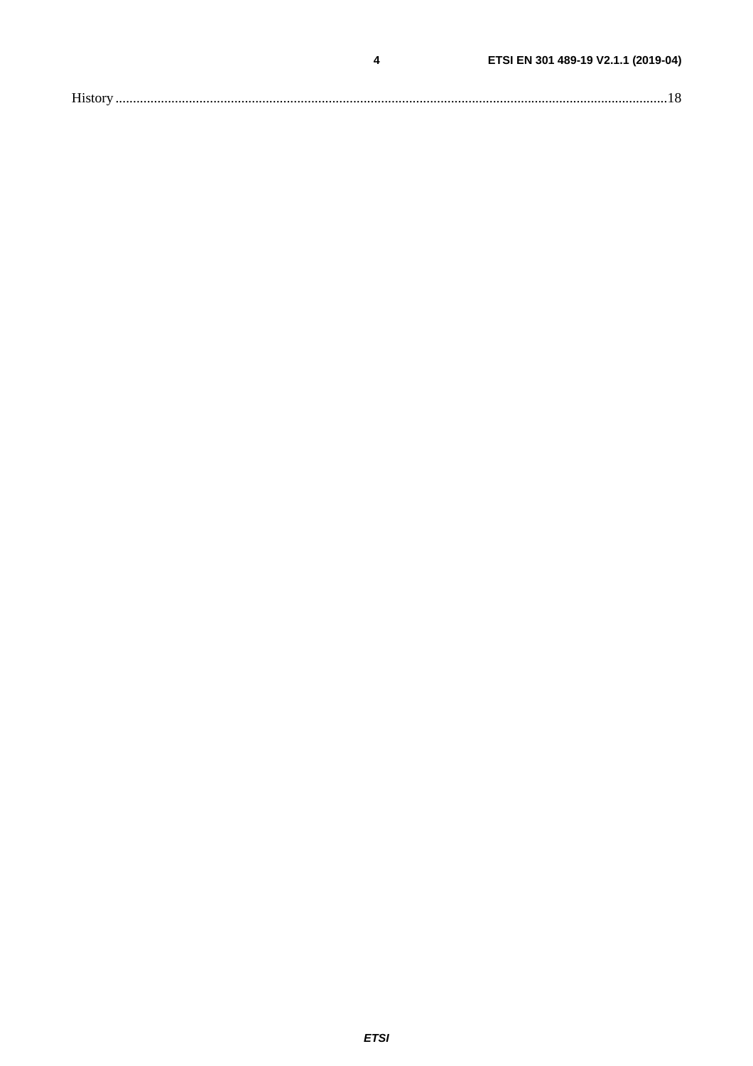History ............................................................................................................................................................18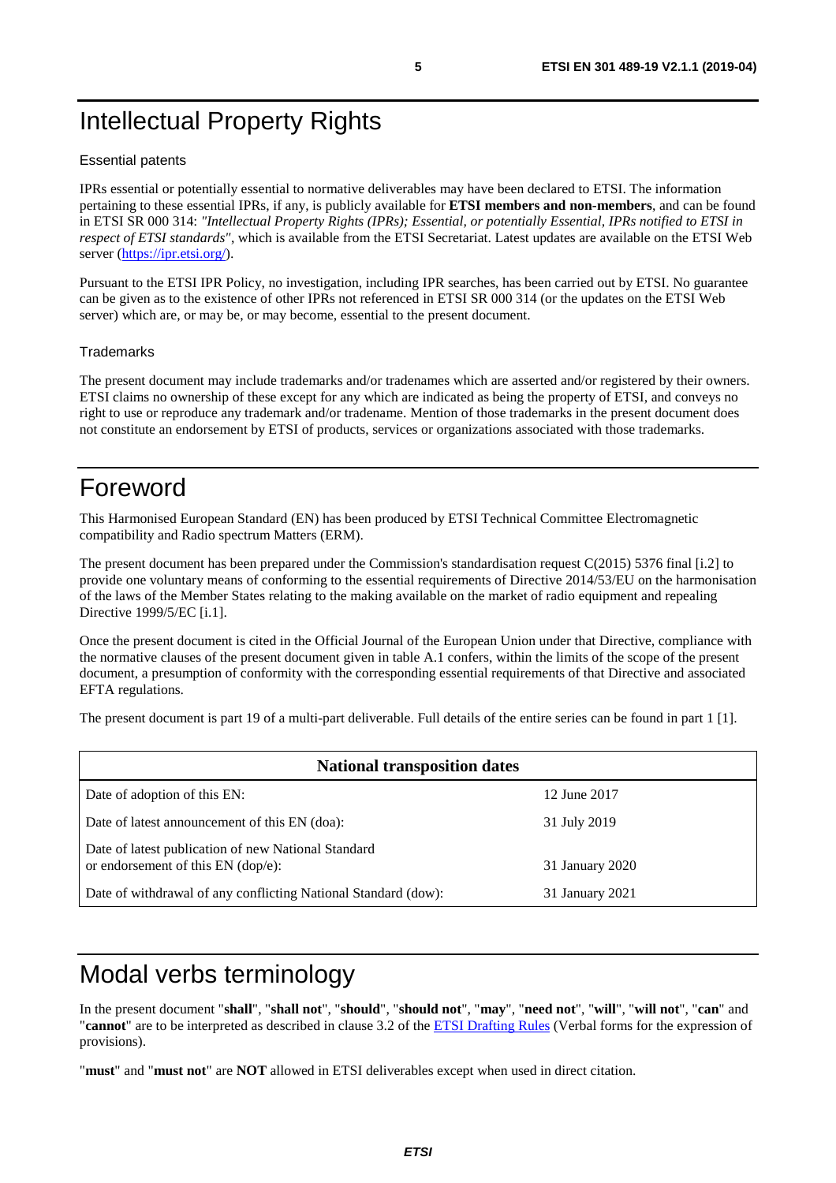# Intellectual Property Rights

### Essential patents

IPRs essential or potentially essential to normative deliverables may have been declared to ETSI. The information pertaining to these essential IPRs, if any, is publicly available for **ETSI members and non-members**, and can be found in ETSI SR 000 314: *"Intellectual Property Rights (IPRs); Essential, or potentially Essential, IPRs notified to ETSI in respect of ETSI standards"*, which is available from the ETSI Secretariat. Latest updates are available on the ETSI Web server (https://ipr.etsi.org/).

Pursuant to the ETSI IPR Policy, no investigation, including IPR searches, has been carried out by ETSI. No guarantee can be given as to the existence of other IPRs not referenced in ETSI SR 000 314 (or the updates on the ETSI Web server) which are, or may be, or may become, essential to the present document.

### Trademarks

The present document may include trademarks and/or tradenames which are asserted and/or registered by their owners. ETSI claims no ownership of these except for any which are indicated as being the property of ETSI, and conveys no right to use or reproduce any trademark and/or tradename. Mention of those trademarks in the present document does not constitute an endorsement by ETSI of products, services or organizations associated with those trademarks.

# Foreword

This Harmonised European Standard (EN) has been produced by ETSI Technical Committee Electromagnetic compatibility and Radio spectrum Matters (ERM).

The present document has been prepared under the Commission's standardisation request C(2015) 5376 final [i.2] to provide one voluntary means of conforming to the essential requirements of Directive 2014/53/EU on the harmonisation of the laws of the Member States relating to the making available on the market of radio equipment and repealing Directive 1999/5/EC [i.1].

Once the present document is cited in the Official Journal of the European Union under that Directive, compliance with the normative clauses of the present document given in table A.1 confers, within the limits of the scope of the present document, a presumption of conformity with the corresponding essential requirements of that Directive and associated EFTA regulations.

The present document is part 19 of a multi-part deliverable. Full details of the entire series can be found in part 1 [1].

| **National transposition dates** | |
|---|---|
| Date of adoption of this EN: | 12 June 2017 |
| Date of latest announcement of this EN (doa): | 31 July 2019 |
| Date of latest publication of new National Standard or endorsement of this EN (dop/e): | 31 January 2020 |
| Date of withdrawal of any conflicting National Standard (dow): | 31 January 2021 |

# Modal verbs terminology

In the present document "**shall**", "**shall not**", "**should**", "**should not**", "**may**", "**need not**", "**will**", "**will not**", "**can**" and "**cannot**" are to be interpreted as described in clause 3.2 of the ETSI Drafting Rules (Verbal forms for the expression of provisions).

"**must**" and "**must not**" are **NOT** allowed in ETSI deliverables except when used in direct citation.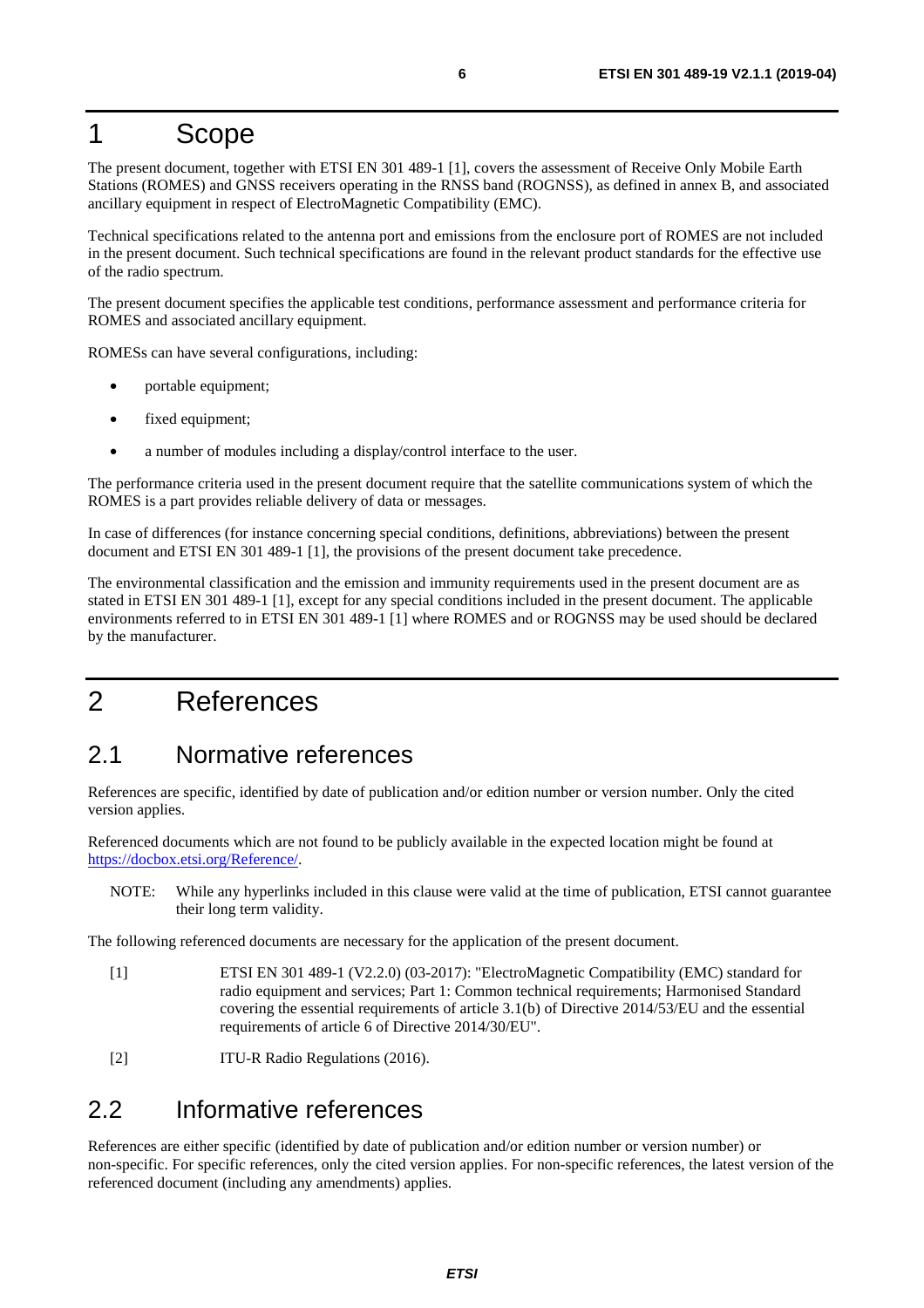# 1 Scope

The present document, together with ETSI EN 301 489-1 [1], covers the assessment of Receive Only Mobile Earth Stations (ROMES) and GNSS receivers operating in the RNSS band (ROGNSS), as defined in annex B, and associated ancillary equipment in respect of ElectroMagnetic Compatibility (EMC).

Technical specifications related to the antenna port and emissions from the enclosure port of ROMES are not included in the present document. Such technical specifications are found in the relevant product standards for the effective use of the radio spectrum.

The present document specifies the applicable test conditions, performance assessment and performance criteria for ROMES and associated ancillary equipment.

ROMESs can have several configurations, including:

- portable equipment;
- fixed equipment;
- a number of modules including a display/control interface to the user.

The performance criteria used in the present document require that the satellite communications system of which the ROMES is a part provides reliable delivery of data or messages.

In case of differences (for instance concerning special conditions, definitions, abbreviations) between the present document and ETSI EN 301 489-1 [1], the provisions of the present document take precedence.

The environmental classification and the emission and immunity requirements used in the present document are as stated in ETSI EN 301 489-1 [1], except for any special conditions included in the present document. The applicable environments referred to in ETSI EN 301 489-1 [1] where ROMES and or ROGNSS may be used should be declared by the manufacturer.

# 2 References

## 2.1 Normative references

References are specific, identified by date of publication and/or edition number or version number. Only the cited version applies.

Referenced documents which are not found to be publicly available in the expected location might be found at https://docbox.etsi.org/Reference/.

NOTE: While any hyperlinks included in this clause were valid at the time of publication, ETSI cannot guarantee their long term validity.

The following referenced documents are necessary for the application of the present document.

[1] ETSI EN 301 489-1 (V2.2.0) (03-2017): "ElectroMagnetic Compatibility (EMC) standard for radio equipment and services; Part 1: Common technical requirements; Harmonised Standard covering the essential requirements of article 3.1(b) of Directive 2014/53/EU and the essential requirements of article 6 of Directive 2014/30/EU".

[2] ITU-R Radio Regulations (2016).

## 2.2 Informative references

References are either specific (identified by date of publication and/or edition number or version number) or non-specific. For specific references, only the cited version applies. For non-specific references, the latest version of the referenced document (including any amendments) applies.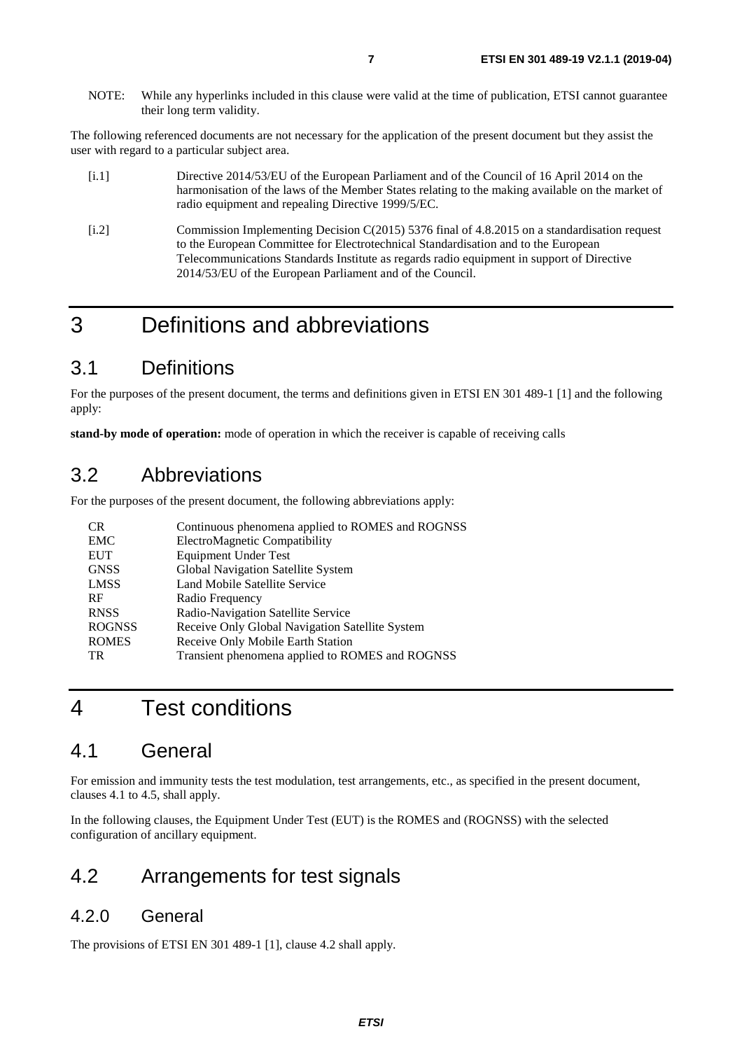NOTE: While any hyperlinks included in this clause were valid at the time of publication, ETSI cannot guarantee their long term validity.

The following referenced documents are not necessary for the application of the present document but they assist the user with regard to a particular subject area.

[i.1] Directive 2014/53/EU of the European Parliament and of the Council of 16 April 2014 on the harmonisation of the laws of the Member States relating to the making available on the market of radio equipment and repealing Directive 1999/5/EC.

[i.2] Commission Implementing Decision C(2015) 5376 final of 4.8.2015 on a standardisation request to the European Committee for Electrotechnical Standardisation and to the European Telecommunications Standards Institute as regards radio equipment in support of Directive 2014/53/EU of the European Parliament and of the Council.

# 3 Definitions and abbreviations

## 3.1 Definitions

For the purposes of the present document, the terms and definitions given in ETSI EN 301 489-1 [1] and the following apply:

**stand-by mode of operation:** mode of operation in which the receiver is capable of receiving calls

## 3.2 Abbreviations

For the purposes of the present document, the following abbreviations apply:

| | |
|---|---|
| CR | Continuous phenomena applied to ROMES and ROGNSS |
| EMC | ElectroMagnetic Compatibility |
| EUT | Equipment Under Test |
| GNSS | Global Navigation Satellite System |
| LMSS | Land Mobile Satellite Service |
| RF | Radio Frequency |
| RNSS | Radio-Navigation Satellite Service |
| ROGNSS | Receive Only Global Navigation Satellite System |
| ROMES | Receive Only Mobile Earth Station |
| TR | Transient phenomena applied to ROMES and ROGNSS |

# 4 Test conditions

## 4.1 General

For emission and immunity tests the test modulation, test arrangements, etc., as specified in the present document, clauses 4.1 to 4.5, shall apply.

In the following clauses, the Equipment Under Test (EUT) is the ROMES and (ROGNSS) with the selected configuration of ancillary equipment.

## 4.2 Arrangements for test signals

### 4.2.0 General

The provisions of ETSI EN 301 489-1 [1], clause 4.2 shall apply.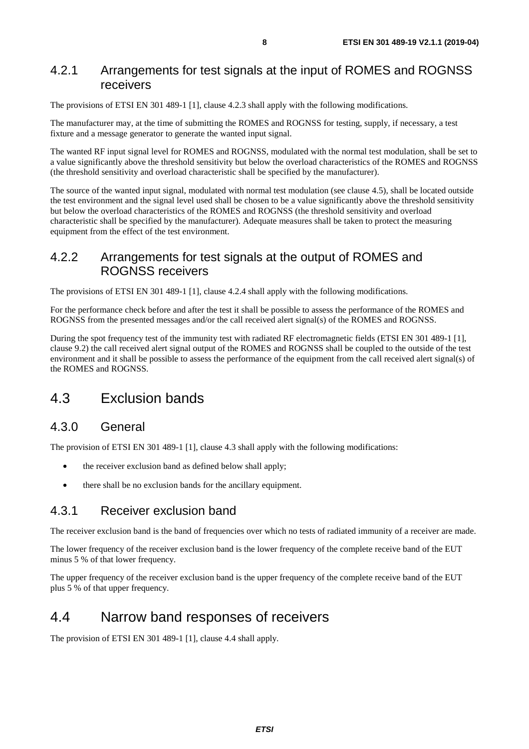### 4.2.1 Arrangements for test signals at the input of ROMES and ROGNSS receivers

The provisions of ETSI EN 301 489-1 [1], clause 4.2.3 shall apply with the following modifications.

The manufacturer may, at the time of submitting the ROMES and ROGNSS for testing, supply, if necessary, a test fixture and a message generator to generate the wanted input signal.

The wanted RF input signal level for ROMES and ROGNSS, modulated with the normal test modulation, shall be set to a value significantly above the threshold sensitivity but below the overload characteristics of the ROMES and ROGNSS (the threshold sensitivity and overload characteristic shall be specified by the manufacturer).

The source of the wanted input signal, modulated with normal test modulation (see clause 4.5), shall be located outside the test environment and the signal level used shall be chosen to be a value significantly above the threshold sensitivity but below the overload characteristics of the ROMES and ROGNSS (the threshold sensitivity and overload characteristic shall be specified by the manufacturer). Adequate measures shall be taken to protect the measuring equipment from the effect of the test environment.

### 4.2.2 Arrangements for test signals at the output of ROMES and ROGNSS receivers

The provisions of ETSI EN 301 489-1 [1], clause 4.2.4 shall apply with the following modifications.

For the performance check before and after the test it shall be possible to assess the performance of the ROMES and ROGNSS from the presented messages and/or the call received alert signal(s) of the ROMES and ROGNSS.

During the spot frequency test of the immunity test with radiated RF electromagnetic fields (ETSI EN 301 489-1 [1], clause 9.2) the call received alert signal output of the ROMES and ROGNSS shall be coupled to the outside of the test environment and it shall be possible to assess the performance of the equipment from the call received alert signal(s) of the ROMES and ROGNSS.

## 4.3 Exclusion bands

### 4.3.0 General

The provision of ETSI EN 301 489-1 [1], clause 4.3 shall apply with the following modifications:

- the receiver exclusion band as defined below shall apply;
- there shall be no exclusion bands for the ancillary equipment.

### 4.3.1 Receiver exclusion band

The receiver exclusion band is the band of frequencies over which no tests of radiated immunity of a receiver are made.

The lower frequency of the receiver exclusion band is the lower frequency of the complete receive band of the EUT minus 5 % of that lower frequency.

The upper frequency of the receiver exclusion band is the upper frequency of the complete receive band of the EUT plus 5 % of that upper frequency.

## 4.4 Narrow band responses of receivers

The provision of ETSI EN 301 489-1 [1], clause 4.4 shall apply.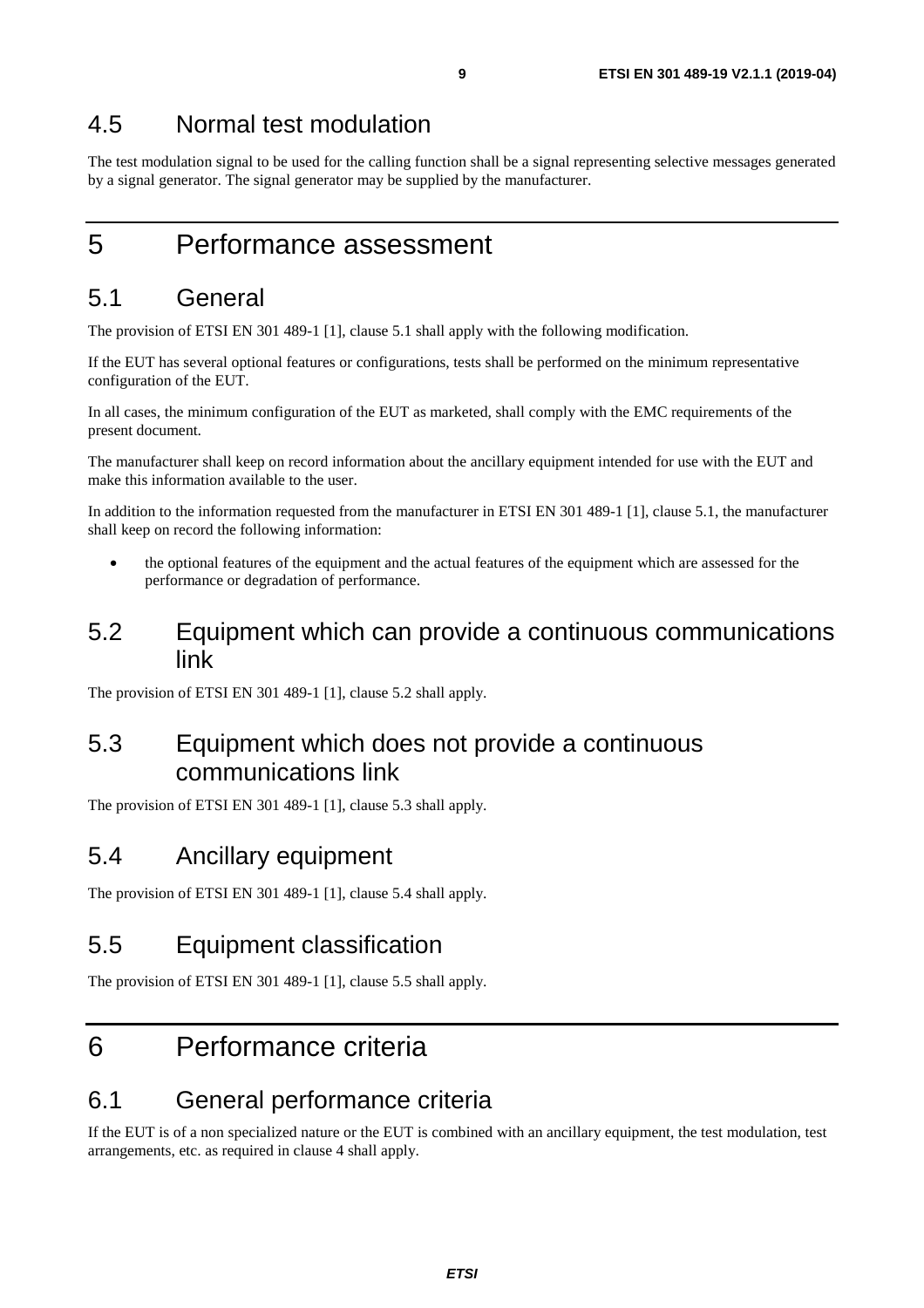## 4.5 Normal test modulation

The test modulation signal to be used for the calling function shall be a signal representing selective messages generated by a signal generator. The signal generator may be supplied by the manufacturer.

# 5 Performance assessment

## 5.1 General

The provision of ETSI EN 301 489-1 [1], clause 5.1 shall apply with the following modification.

If the EUT has several optional features or configurations, tests shall be performed on the minimum representative configuration of the EUT.

In all cases, the minimum configuration of the EUT as marketed, shall comply with the EMC requirements of the present document.

The manufacturer shall keep on record information about the ancillary equipment intended for use with the EUT and make this information available to the user.

In addition to the information requested from the manufacturer in ETSI EN 301 489-1 [1], clause 5.1, the manufacturer shall keep on record the following information:

- the optional features of the equipment and the actual features of the equipment which are assessed for the performance or degradation of performance.

## 5.2 Equipment which can provide a continuous communications link

The provision of ETSI EN 301 489-1 [1], clause 5.2 shall apply.

## 5.3 Equipment which does not provide a continuous communications link

The provision of ETSI EN 301 489-1 [1], clause 5.3 shall apply.

## 5.4 Ancillary equipment

The provision of ETSI EN 301 489-1 [1], clause 5.4 shall apply.

## 5.5 Equipment classification

The provision of ETSI EN 301 489-1 [1], clause 5.5 shall apply.

# 6 Performance criteria

## 6.1 General performance criteria

If the EUT is of a non specialized nature or the EUT is combined with an ancillary equipment, the test modulation, test arrangements, etc. as required in clause 4 shall apply.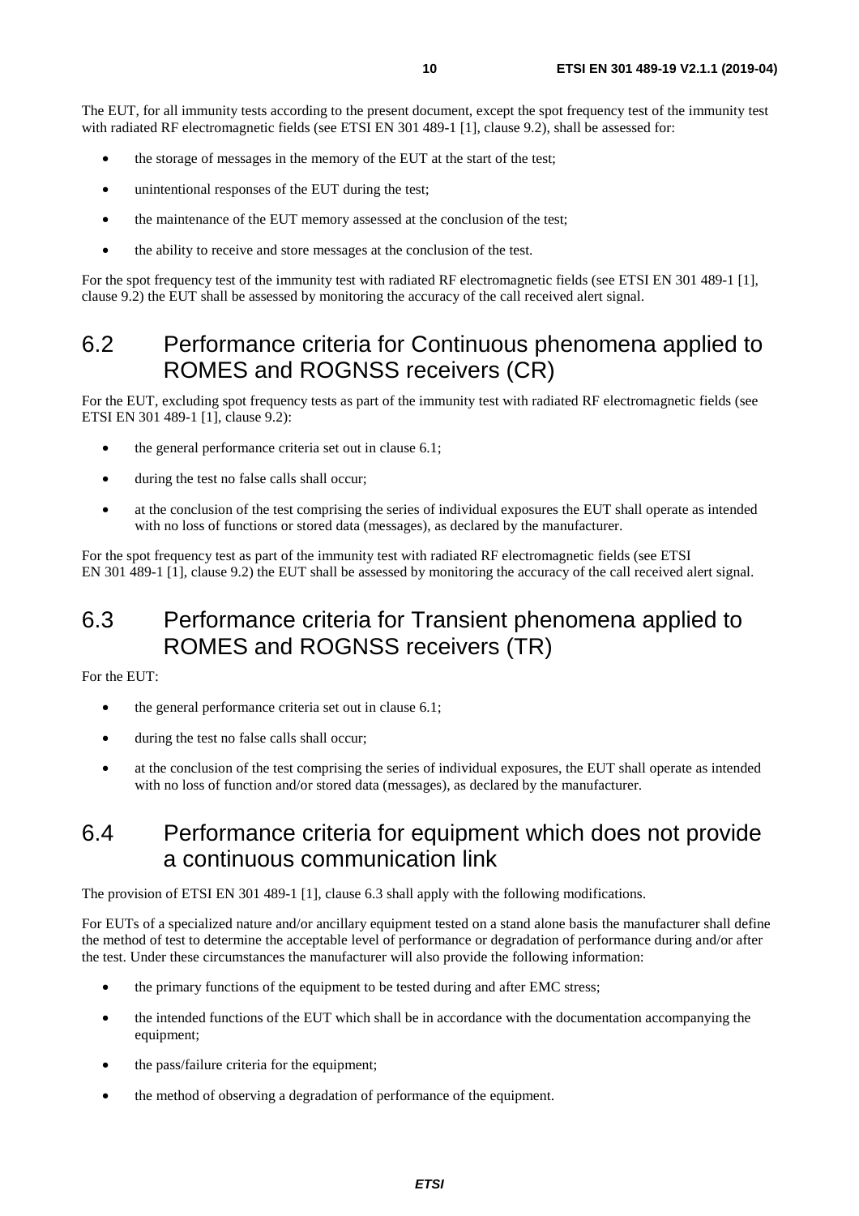The EUT, for all immunity tests according to the present document, except the spot frequency test of the immunity test with radiated RF electromagnetic fields (see ETSI EN 301 489-1 [1], clause 9.2), shall be assessed for:

- the storage of messages in the memory of the EUT at the start of the test;
- unintentional responses of the EUT during the test;
- the maintenance of the EUT memory assessed at the conclusion of the test;
- the ability to receive and store messages at the conclusion of the test.

For the spot frequency test of the immunity test with radiated RF electromagnetic fields (see ETSI EN 301 489-1 [1], clause 9.2) the EUT shall be assessed by monitoring the accuracy of the call received alert signal.

## 6.2 Performance criteria for Continuous phenomena applied to ROMES and ROGNSS receivers (CR)

For the EUT, excluding spot frequency tests as part of the immunity test with radiated RF electromagnetic fields (see ETSI EN 301 489-1 [1], clause 9.2):

- the general performance criteria set out in clause 6.1;
- during the test no false calls shall occur;
- at the conclusion of the test comprising the series of individual exposures the EUT shall operate as intended with no loss of functions or stored data (messages), as declared by the manufacturer.

For the spot frequency test as part of the immunity test with radiated RF electromagnetic fields (see ETSI EN 301 489-1 [1], clause 9.2) the EUT shall be assessed by monitoring the accuracy of the call received alert signal.

## 6.3 Performance criteria for Transient phenomena applied to ROMES and ROGNSS receivers (TR)

For the EUT:

- the general performance criteria set out in clause 6.1;
- during the test no false calls shall occur;
- at the conclusion of the test comprising the series of individual exposures, the EUT shall operate as intended with no loss of function and/or stored data (messages), as declared by the manufacturer.

## 6.4 Performance criteria for equipment which does not provide a continuous communication link

The provision of ETSI EN 301 489-1 [1], clause 6.3 shall apply with the following modifications.

For EUTs of a specialized nature and/or ancillary equipment tested on a stand alone basis the manufacturer shall define the method of test to determine the acceptable level of performance or degradation of performance during and/or after the test. Under these circumstances the manufacturer will also provide the following information:

- the primary functions of the equipment to be tested during and after EMC stress;
- the intended functions of the EUT which shall be in accordance with the documentation accompanying the equipment;
- the pass/failure criteria for the equipment;
- the method of observing a degradation of performance of the equipment.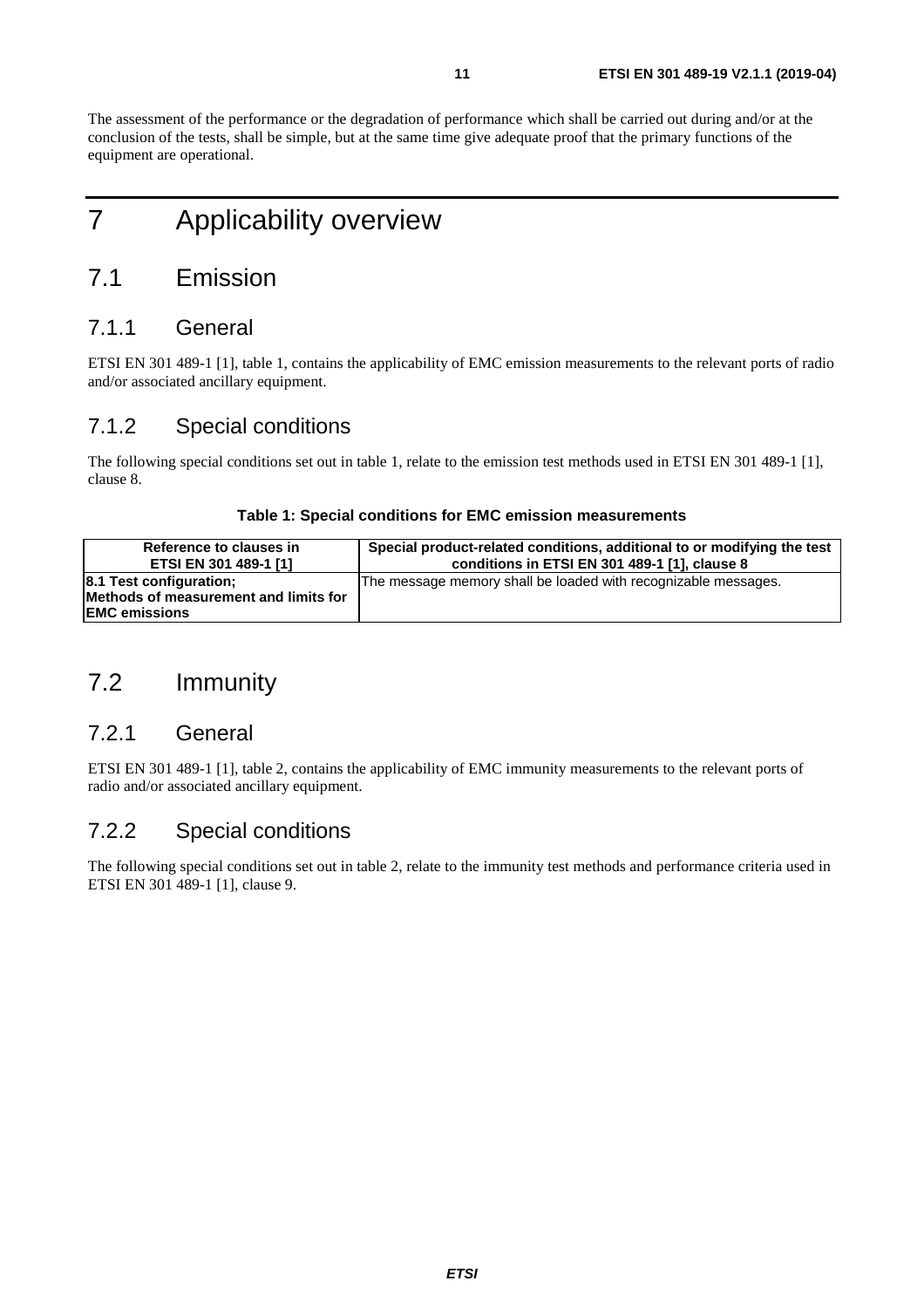The assessment of the performance or the degradation of performance which shall be carried out during and/or at the conclusion of the tests, shall be simple, but at the same time give adequate proof that the primary functions of the equipment are operational.

# 7 Applicability overview

## 7.1 Emission

### 7.1.1 General

ETSI EN 301 489-1 [1], table 1, contains the applicability of EMC emission measurements to the relevant ports of radio and/or associated ancillary equipment.

### 7.1.2 Special conditions

The following special conditions set out in table 1, relate to the emission test methods used in ETSI EN 301 489-1 [1], clause 8.

**Table 1: Special conditions for EMC emission measurements**

| Reference to clauses in ETSI EN 301 489-1 [1] | Special product-related conditions, additional to or modifying the test conditions in ETSI EN 301 489-1 [1], clause 8 |
|---|---|
| **8.1 Test configuration; Methods of measurement and limits for EMC emissions** | The message memory shall be loaded with recognizable messages. |

## 7.2 Immunity

### 7.2.1 General

ETSI EN 301 489-1 [1], table 2, contains the applicability of EMC immunity measurements to the relevant ports of radio and/or associated ancillary equipment.

### 7.2.2 Special conditions

The following special conditions set out in table 2, relate to the immunity test methods and performance criteria used in ETSI EN 301 489-1 [1], clause 9.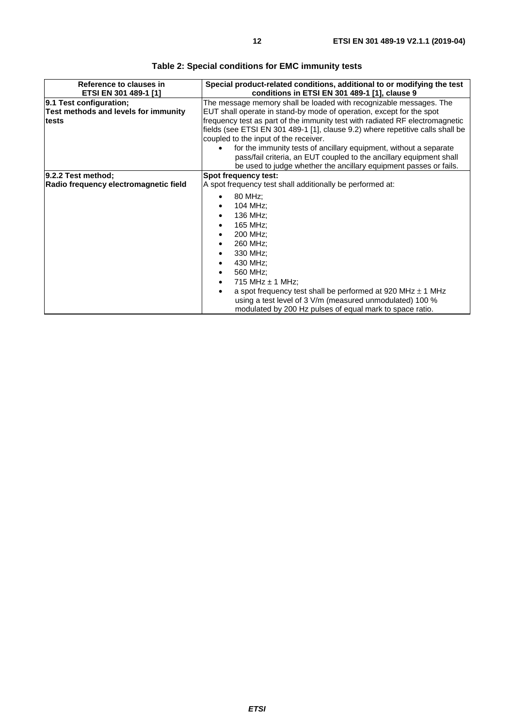**Table 2: Special conditions for EMC immunity tests**

| Reference to clauses in ETSI EN 301 489-1 [1] | Special product-related conditions, additional to or modifying the test conditions in ETSI EN 301 489-1 [1], clause 9 |
|---|---|
| **9.1 Test configuration; Test methods and levels for immunity tests** | The message memory shall be loaded with recognizable messages. The EUT shall operate in stand-by mode of operation, except for the spot frequency test as part of the immunity test with radiated RF electromagnetic fields (see ETSI EN 301 489-1 [1], clause 9.2) where repetitive calls shall be coupled to the input of the receiver.<br>• for the immunity tests of ancillary equipment, without a separate pass/fail criteria, an EUT coupled to the ancillary equipment shall be used to judge whether the ancillary equipment passes or fails. |
| **9.2.2 Test method; Radio frequency electromagnetic field** | **Spot frequency test:**<br>A spot frequency test shall additionally be performed at:<br>• 80 MHz;<br>• 104 MHz;<br>• 136 MHz;<br>• 165 MHz;<br>• 200 MHz;<br>• 260 MHz;<br>• 330 MHz;<br>• 430 MHz;<br>• 560 MHz;<br>• 715 MHz ± 1 MHz;<br>• a spot frequency test shall be performed at 920 MHz ± 1 MHz using a test level of 3 V/m (measured unmodulated) 100 % modulated by 200 Hz pulses of equal mark to space ratio. |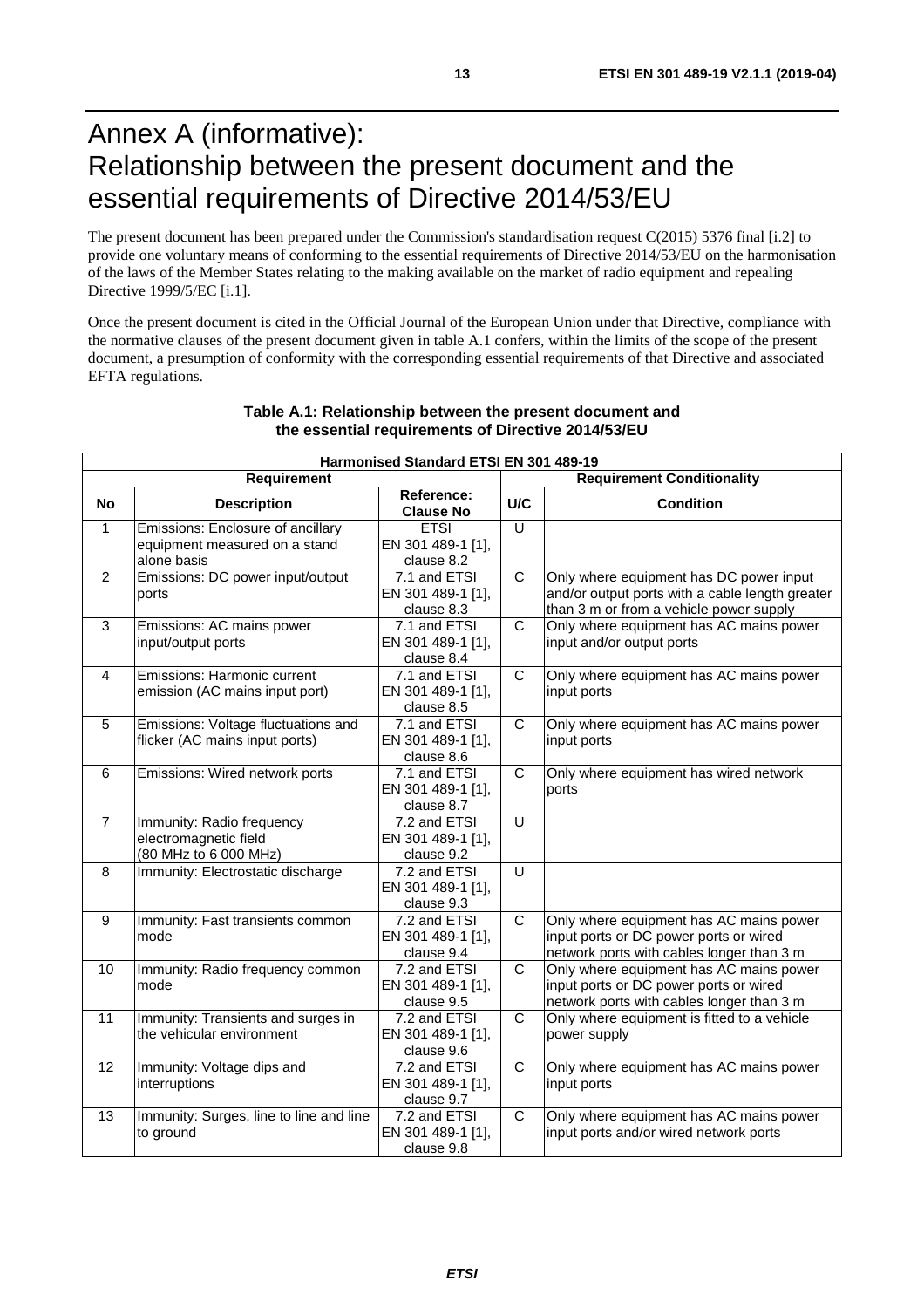# Annex A (informative): Relationship between the present document and the essential requirements of Directive 2014/53/EU

The present document has been prepared under the Commission's standardisation request C(2015) 5376 final [i.2] to provide one voluntary means of conforming to the essential requirements of Directive 2014/53/EU on the harmonisation of the laws of the Member States relating to the making available on the market of radio equipment and repealing Directive 1999/5/EC [i.1].

Once the present document is cited in the Official Journal of the European Union under that Directive, compliance with the normative clauses of the present document given in table A.1 confers, within the limits of the scope of the present document, a presumption of conformity with the corresponding essential requirements of that Directive and associated EFTA regulations.

**Table A.1: Relationship between the present document and the essential requirements of Directive 2014/53/EU**

| Harmonised Standard ETSI EN 301 489-19 | | | | |
|---|---|---|---|---|
| **Requirement** | | | **Requirement Conditionality** | |
| **No** | **Description** | **Reference: Clause No** | **U/C** | **Condition** |
| 1 | Emissions: Enclosure of ancillary equipment measured on a stand alone basis | ETSI EN 301 489-1 [1], clause 8.2 | U | |
| 2 | Emissions: DC power input/output ports | 7.1 and ETSI EN 301 489-1 [1], clause 8.3 | C | Only where equipment has DC power input and/or output ports with a cable length greater than 3 m or from a vehicle power supply |
| 3 | Emissions: AC mains power input/output ports | 7.1 and ETSI EN 301 489-1 [1], clause 8.4 | C | Only where equipment has AC mains power input and/or output ports |
| 4 | Emissions: Harmonic current emission (AC mains input port) | 7.1 and ETSI EN 301 489-1 [1], clause 8.5 | C | Only where equipment has AC mains power input ports |
| 5 | Emissions: Voltage fluctuations and flicker (AC mains input ports) | 7.1 and ETSI EN 301 489-1 [1], clause 8.6 | C | Only where equipment has AC mains power input ports |
| 6 | Emissions: Wired network ports | 7.1 and ETSI EN 301 489-1 [1], clause 8.7 | C | Only where equipment has wired network ports |
| 7 | Immunity: Radio frequency electromagnetic field (80 MHz to 6 000 MHz) | 7.2 and ETSI EN 301 489-1 [1], clause 9.2 | U | |
| 8 | Immunity: Electrostatic discharge | 7.2 and ETSI EN 301 489-1 [1], clause 9.3 | U | |
| 9 | Immunity: Fast transients common mode | 7.2 and ETSI EN 301 489-1 [1], clause 9.4 | C | Only where equipment has AC mains power input ports or DC power ports or wired network ports with cables longer than 3 m |
| 10 | Immunity: Radio frequency common mode | 7.2 and ETSI EN 301 489-1 [1], clause 9.5 | C | Only where equipment has AC mains power input ports or DC power ports or wired network ports with cables longer than 3 m |
| 11 | Immunity: Transients and surges in the vehicular environment | 7.2 and ETSI EN 301 489-1 [1], clause 9.6 | C | Only where equipment is fitted to a vehicle power supply |
| 12 | Immunity: Voltage dips and interruptions | 7.2 and ETSI EN 301 489-1 [1], clause 9.7 | C | Only where equipment has AC mains power input ports |
| 13 | Immunity: Surges, line to line and line to ground | 7.2 and ETSI EN 301 489-1 [1], clause 9.8 | C | Only where equipment has AC mains power input ports and/or wired network ports |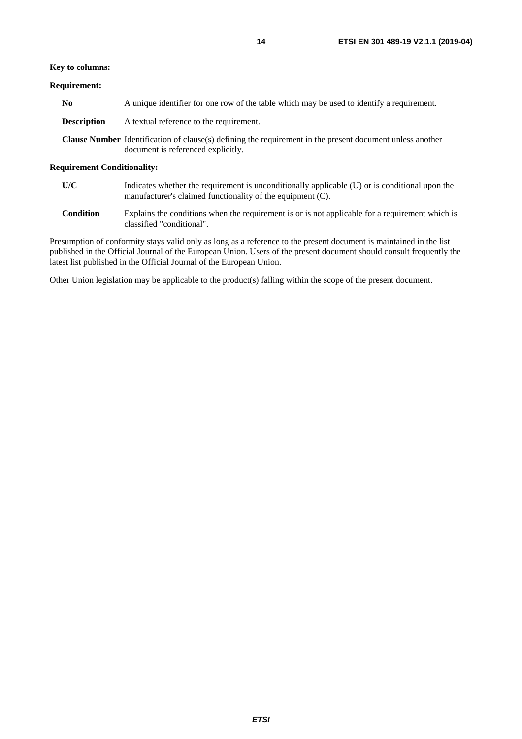**Key to columns:**

**Requirement:**

**No** A unique identifier for one row of the table which may be used to identify a requirement.

**Description** A textual reference to the requirement.

**Clause Number** Identification of clause(s) defining the requirement in the present document unless another document is referenced explicitly.

**Requirement Conditionality:**

**U/C** Indicates whether the requirement is unconditionally applicable (U) or is conditional upon the manufacturer's claimed functionality of the equipment (C).

**Condition** Explains the conditions when the requirement is or is not applicable for a requirement which is classified "conditional".

Presumption of conformity stays valid only as long as a reference to the present document is maintained in the list published in the Official Journal of the European Union. Users of the present document should consult frequently the latest list published in the Official Journal of the European Union.

Other Union legislation may be applicable to the product(s) falling within the scope of the present document.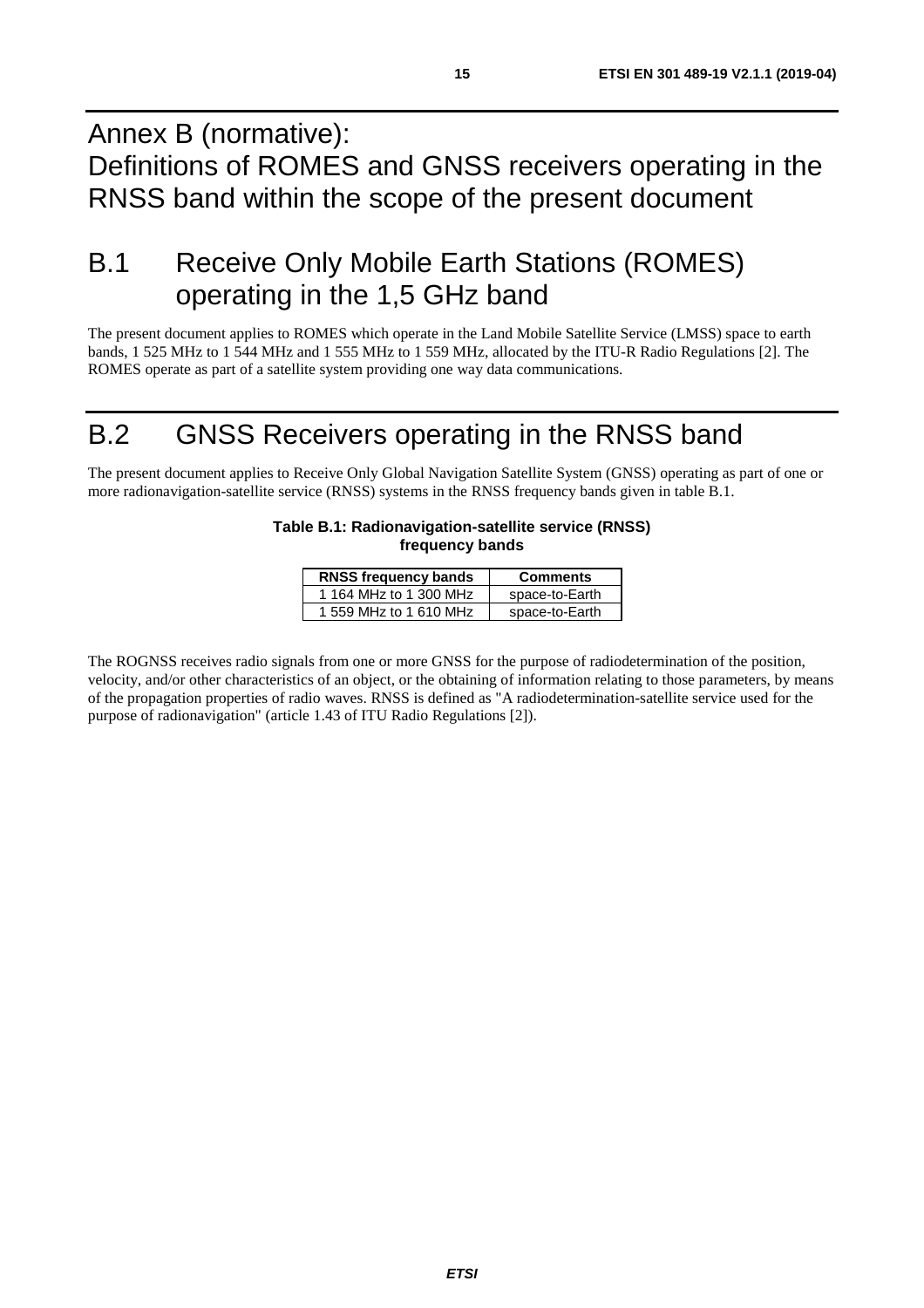# Annex B (normative): Definitions of ROMES and GNSS receivers operating in the RNSS band within the scope of the present document

## B.1 Receive Only Mobile Earth Stations (ROMES) operating in the 1,5 GHz band

The present document applies to ROMES which operate in the Land Mobile Satellite Service (LMSS) space to earth bands, 1 525 MHz to 1 544 MHz and 1 555 MHz to 1 559 MHz, allocated by the ITU-R Radio Regulations [2]. The ROMES operate as part of a satellite system providing one way data communications.

## B.2 GNSS Receivers operating in the RNSS band

The present document applies to Receive Only Global Navigation Satellite System (GNSS) operating as part of one or more radionavigation-satellite service (RNSS) systems in the RNSS frequency bands given in table B.1.

**Table B.1: Radionavigation-satellite service (RNSS) frequency bands**

| RNSS frequency bands | Comments |
| --- | --- |
| 1 164 MHz to 1 300 MHz | space-to-Earth |
| 1 559 MHz to 1 610 MHz | space-to-Earth |

The ROGNSS receives radio signals from one or more GNSS for the purpose of radiodetermination of the position, velocity, and/or other characteristics of an object, or the obtaining of information relating to those parameters, by means of the propagation properties of radio waves. RNSS is defined as "A radiodetermination-satellite service used for the purpose of radionavigation" (article 1.43 of ITU Radio Regulations [2]).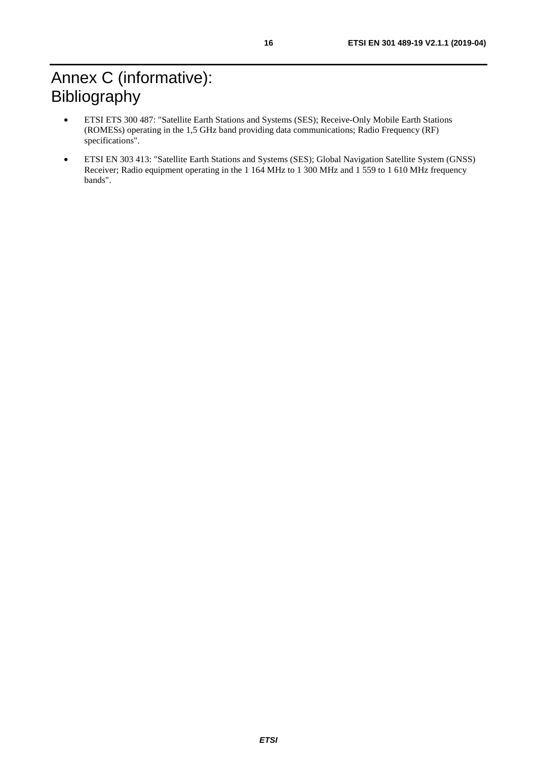# Annex C (informative): Bibliography

- ETSI ETS 300 487: "Satellite Earth Stations and Systems (SES); Receive-Only Mobile Earth Stations (ROMESs) operating in the 1,5 GHz band providing data communications; Radio Frequency (RF) specifications".
- ETSI EN 303 413: "Satellite Earth Stations and Systems (SES); Global Navigation Satellite System (GNSS) Receiver; Radio equipment operating in the 1 164 MHz to 1 300 MHz and 1 559 to 1 610 MHz frequency bands".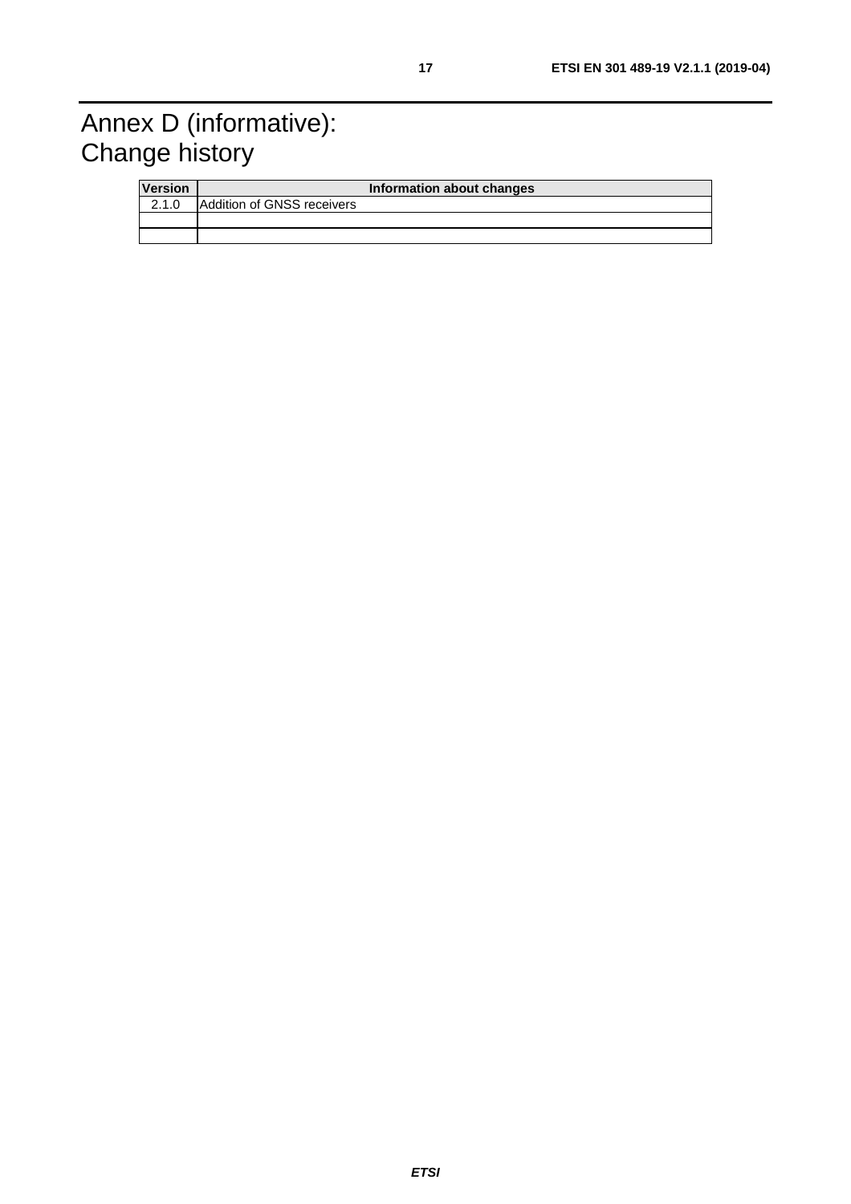# Annex D (informative): Change history

| Version | Information about changes |
| --- | --- |
| 2.1.0 | Addition of GNSS receivers |
| | |
| | |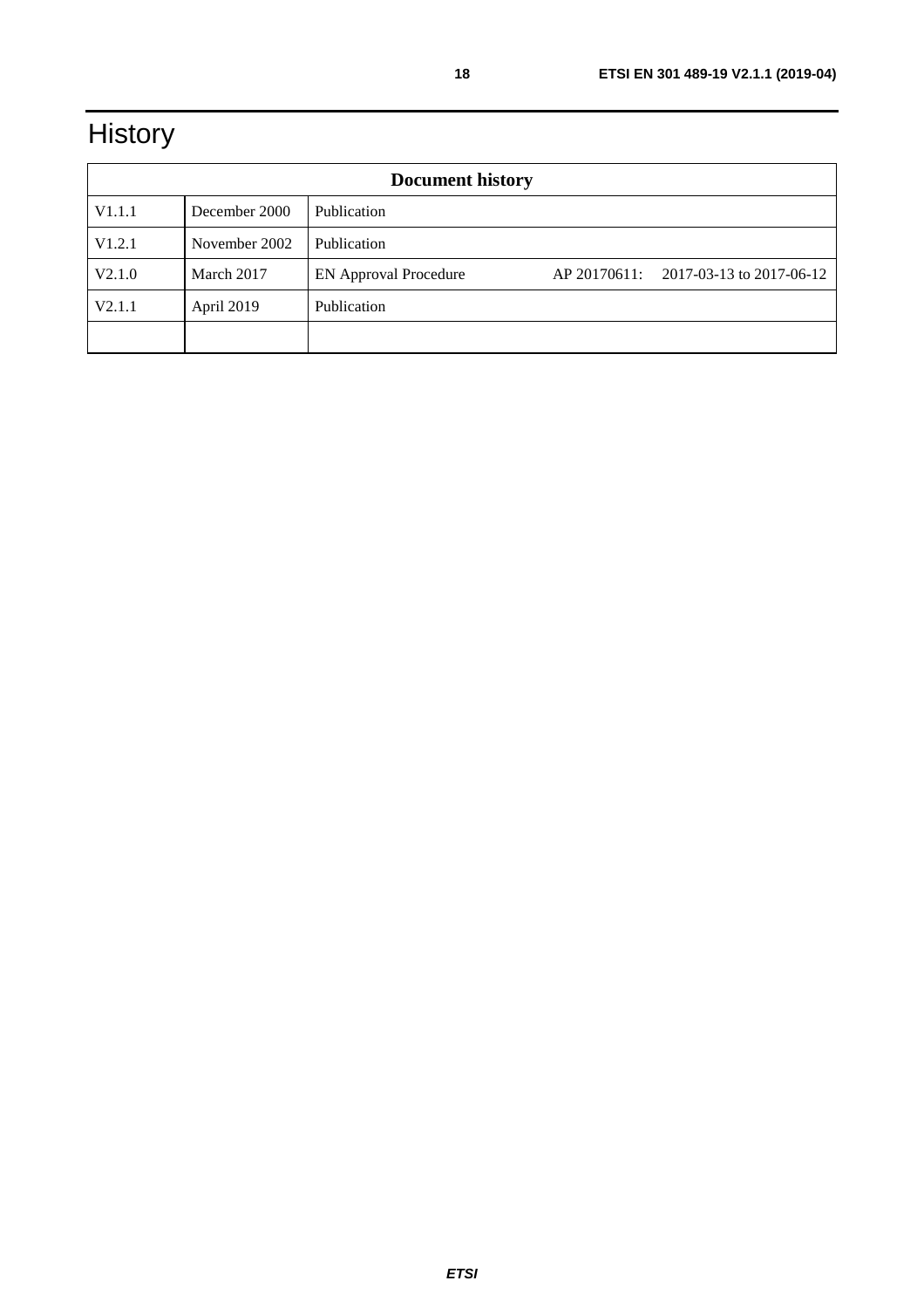# History

| Document history | | |
|---|---|---|
| V1.1.1 | December 2000 | Publication |
| V1.2.1 | November 2002 | Publication |
| V2.1.0 | March 2017 | EN Approval Procedure AP 20170611: 2017-03-13 to 2017-06-12 |
| V2.1.1 | April 2019 | Publication |
| | | |